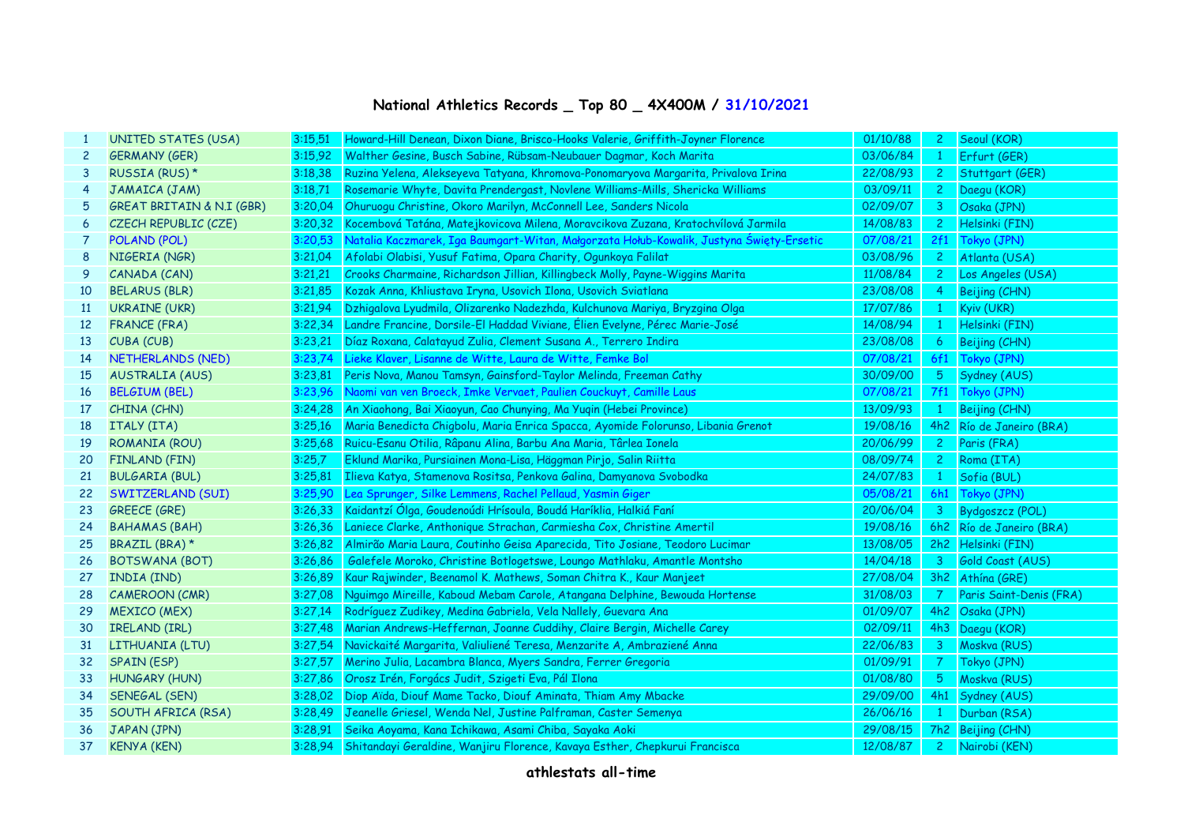## National Athletics Records _ Top 80 _ 4X400M / 31/10/2021

| | | | | | | |
|---|---|---|---|---|---|---|
| 1 | UNITED STATES (USA) | 3:15,51 | Howard-Hill Denean, Dixon Diane, Brisco-Hooks Valerie, Griffith-Joyner Florence | 01/10/88 | 2 | Seoul (KOR) |
| 2 | GERMANY (GER) | 3:15,92 | Walther Gesine, Busch Sabine, Rübsam-Neubauer Dagmar, Koch Marita | 03/06/84 | 1 | Erfurt (GER) |
| 3 | RUSSIA (RUS) * | 3:18,38 | Ruzina Yelena, Alekseyeva Tatyana, Khromova-Ponomaryova Margarita, Privalova Irina | 22/08/93 | 2 | Stuttgart (GER) |
| 4 | JAMAICA (JAM) | 3:18,71 | Rosemarie Whyte, Davita Prendergast, Novlene Williams-Mills, Shericka Williams | 03/09/11 | 2 | Daegu (KOR) |
| 5 | GREAT BRITAIN & N.I (GBR) | 3:20,04 | Ohuruogu Christine, Okoro Marilyn, McConnell Lee, Sanders Nicola | 02/09/07 | 3 | Osaka (JPN) |
| 6 | CZECH REPUBLIC (CZE) | 3:20,32 | Kocembová Taťána, Matejkovicova Milena, Moravcikova Zuzana, Kratochvílová Jarmila | 14/08/83 | 2 | Helsinki (FIN) |
| 7 | POLAND (POL) | 3:20,53 | Natalia Kaczmarek, Iga Baumgart-Witan, Małgorzata Hołub-Kowalik, Justyna Święty-Ersetic | 07/08/21 | 2f1 | Tokyo (JPN) |
| 8 | NIGERIA (NGR) | 3:21,04 | Afolabi Olabisi, Yusuf Fatima, Opara Charity, Ogunkoya Falilat | 03/08/96 | 2 | Atlanta (USA) |
| 9 | CANADA (CAN) | 3:21,21 | Crooks Charmaine, Richardson Jillian, Killingbeck Molly, Payne-Wiggins Marita | 11/08/84 | 2 | Los Angeles (USA) |
| 10 | BELARUS (BLR) | 3:21,85 | Kozak Anna, Khliustava Iryna, Usovich Ilona, Usovich Sviatlana | 23/08/08 | 4 | Beijing (CHN) |
| 11 | UKRAINE (UKR) | 3:21,94 | Dzhigalova Lyudmila, Olizarenko Nadezhda, Kulchunova Mariya, Bryzgina Olga | 17/07/86 | 1 | Kyiv (UKR) |
| 12 | FRANCE (FRA) | 3:22,34 | Landre Francine, Dorsile-El Haddad Viviane, Élien Evelyne, Pérec Marie-José | 14/08/94 | 1 | Helsinki (FIN) |
| 13 | CUBA (CUB) | 3:23,21 | Díaz Roxana, Calatayud Zulia, Clement Susana A., Terrero Indira | 23/08/08 | 6 | Beijing (CHN) |
| 14 | NETHERLANDS (NED) | 3:23,74 | Lieke Klaver, Lisanne de Witte, Laura de Witte, Femke Bol | 07/08/21 | 6f1 | Tokyo (JPN) |
| 15 | AUSTRALIA (AUS) | 3:23,81 | Peris Nova, Manou Tamsyn, Gainsford-Taylor Melinda, Freeman Cathy | 30/09/00 | 5 | Sydney (AUS) |
| 16 | BELGIUM (BEL) | 3:23,96 | Naomi van ven Broeck, Imke Vervaet, Paulien Couckuyt, Camille Laus | 07/08/21 | 7f1 | Tokyo (JPN) |
| 17 | CHINA (CHN) | 3:24,28 | An Xiaohong, Bai Xiaoyun, Cao Chunying, Ma Yuqin (Hebei Province) | 13/09/93 | 1 | Beijing (CHN) |
| 18 | ITALY (ITA) | 3:25,16 | Maria Benedicta Chigbolu, Maria Enrica Spacca, Ayomide Folorunso, Libania Grenot | 19/08/16 | 4h2 | Río de Janeiro (BRA) |
| 19 | ROMANIA (ROU) | 3:25,68 | Ruicu-Esanu Otilia, Râpanu Alina, Barbu Ana Maria, Târlea Ionela | 20/06/99 | 2 | Paris (FRA) |
| 20 | FINLAND (FIN) | 3:25,7 | Eklund Marika, Pursiainen Mona-Lisa, Häggman Pirjo, Salin Riitta | 08/09/74 | 2 | Roma (ITA) |
| 21 | BULGARIA (BUL) | 3:25,81 | Ilieva Katya, Stamenova Rositsa, Penkova Galina, Damyanova Svobodka | 24/07/83 | 1 | Sofia (BUL) |
| 22 | SWITZERLAND (SUI) | 3:25,90 | Lea Sprunger, Silke Lemmens, Rachel Pellaud, Yasmin Giger | 05/08/21 | 6h1 | Tokyo (JPN) |
| 23 | GREECE (GRE) | 3:26,33 | Kaidantzí Ólga, Goudenoúdi Hrísoula, Boudá Haríklia, Halkiá Faní | 20/06/04 | 3 | Bydgoszcz (POL) |
| 24 | BAHAMAS (BAH) | 3:26,36 | Laniece Clarke, Anthonique Strachan, Carmiesha Cox, Christine Amertil | 19/08/16 | 6h2 | Río de Janeiro (BRA) |
| 25 | BRAZIL (BRA) * | 3:26,82 | Almirão Maria Laura, Coutinho Geisa Aparecida, Tito Josiane, Teodoro Lucimar | 13/08/05 | 2h2 | Helsinki (FIN) |
| 26 | BOTSWANA (BOT) | 3:26,86 | Galefele Moroko, Christine Botlogetswe, Loungo Mathlaku, Amantle Montsho | 14/04/18 | 3 | Gold Coast (AUS) |
| 27 | INDIA (IND) | 3:26,89 | Kaur Rajwinder, Beenamol K. Mathews, Soman Chitra K., Kaur Manjeet | 27/08/04 | 3h2 | Athína (GRE) |
| 28 | CAMEROON (CMR) | 3:27,08 | Nguimgo Mireille, Kaboud Mebam Carole, Atangana Delphine, Bewouda Hortense | 31/08/03 | 7 | Paris Saint-Denis (FRA) |
| 29 | MEXICO (MEX) | 3:27,14 | Rodríguez Zudikey, Medina Gabriela, Vela Nallely, Guevara Ana | 01/09/07 | 4h2 | Osaka (JPN) |
| 30 | IRELAND (IRL) | 3:27,48 | Marian Andrews-Heffernan, Joanne Cuddihy, Claire Bergin, Michelle Carey | 02/09/11 | 4h3 | Daegu (KOR) |
| 31 | LITHUANIA (LTU) | 3:27,54 | Navickaité Margarita, Valiuliené Teresa, Menzarite A, Ambraziené Anna | 22/06/83 | 3 | Moskva (RUS) |
| 32 | SPAIN (ESP) | 3:27,57 | Merino Julia, Lacambra Blanca, Myers Sandra, Ferrer Gregoria | 01/09/91 | 7 | Tokyo (JPN) |
| 33 | HUNGARY (HUN) | 3:27,86 | Orosz Irén, Forgács Judit, Szigeti Eva, Pál Ilona | 01/08/80 | 5 | Moskva (RUS) |
| 34 | SENEGAL (SEN) | 3:28,02 | Diop Aïda, Diouf Mame Tacko, Diouf Aminata, Thiam Amy Mbacke | 29/09/00 | 4h1 | Sydney (AUS) |
| 35 | SOUTH AFRICA (RSA) | 3:28,49 | Jeanelle Griesel, Wenda Nel, Justine Palframan, Caster Semenya | 26/06/16 | 1 | Durban (RSA) |
| 36 | JAPAN (JPN) | 3:28,91 | Seika Aoyama, Kana Ichikawa, Asami Chiba, Sayaka Aoki | 29/08/15 | 7h2 | Beijing (CHN) |
| 37 | KENYA (KEN) | 3:28,94 | Shitandayi Geraldine, Wanjiru Florence, Kavaya Esther, Chepkurui Francisca | 12/08/87 | 2 | Nairobi (KEN) |

**athlestats all-time**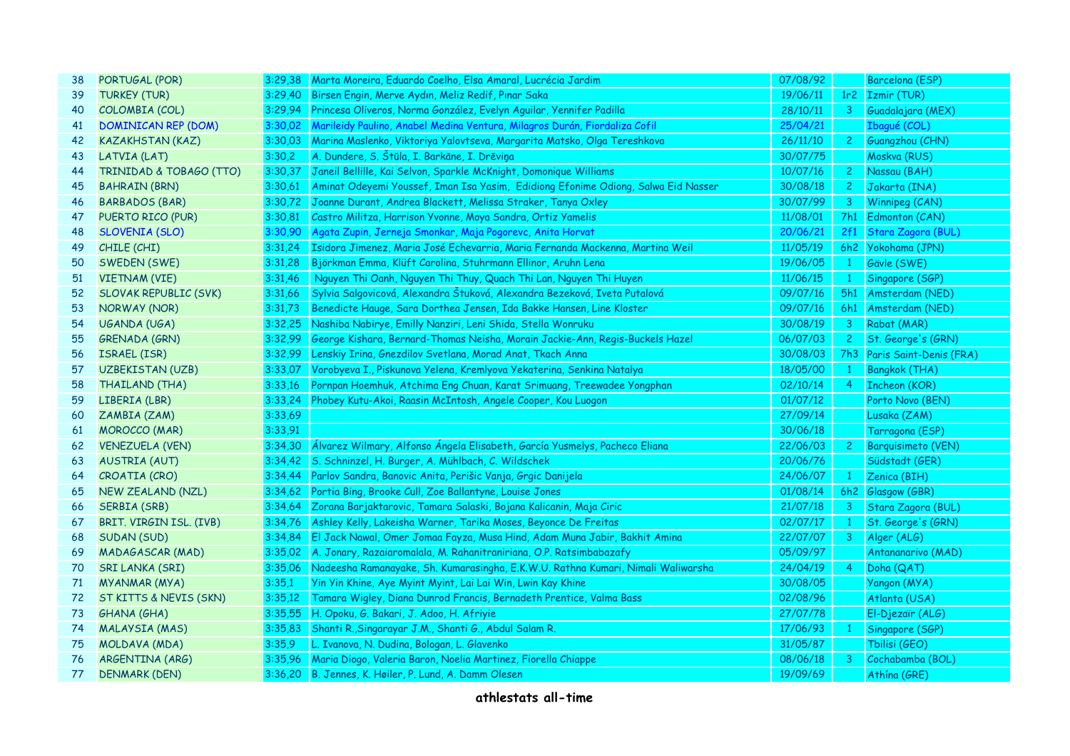| 38 | PORTUGAL (POR) | 3:29,38 | Marta Moreira, Eduardo Coelho, Elsa Amaral, Lucrécia Jardim | 07/08/92 | | Barcelona (ESP) |
|---|---|---|---|---|---|---|
| 39 | TURKEY (TUR) | 3:29,40 | Birsen Engin, Merve Aydın, Meliz Redif, Pınar Saka | 19/06/11 | 1r2 | Izmir (TUR) |
| 40 | COLOMBIA (COL) | 3:29,94 | Princesa Oliveros, Norma González, Evelyn Aguilar, Yennifer Padilla | 28/10/11 | 3 | Guadalajara (MEX) |
| 41 | DOMINICAN REP (DOM) | 3:30,02 | Marileidy Paulino, Anabel Medina Ventura, Milagros Durán, Fiordaliza Cofil | 25/04/21 | | Ibagué (COL) |
| 42 | KAZAKHSTAN (KAZ) | 3:30,03 | Marina Maslenko, Viktoriya Yalovtseva, Margarita Matsko, Olga Tereshkova | 26/11/10 | 2 | Guangzhou (CHN) |
| 43 | LATVIA (LAT) | 3:30,2 | A. Dundere, S. Štūla, I. Barkāne, I. Drēviņa | 30/07/75 | | Moskva (RUS) |
| 44 | TRINIDAD & TOBAGO (TTO) | 3:30,37 | Janeil Bellille, Kai Selvon, Sparkle McKnight, Domonique Williams | 10/07/16 | 2 | Nassau (BAH) |
| 45 | BAHRAIN (BRN) | 3:30,61 | Aminat Odeyemi Youssef, Iman Isa Yasim, Edidiong Efonime Odiong, Salwa Eid Nasser | 30/08/18 | 2 | Jakarta (INA) |
| 46 | BARBADOS (BAR) | 3:30,72 | Joanne Durant, Andrea Blackett, Melissa Straker, Tanya Oxley | 30/07/99 | 3 | Winnipeg (CAN) |
| 47 | PUERTO RICO (PUR) | 3:30,81 | Castro Militza, Harrison Yvonne, Moya Sandra, Ortiz Yamelis | 11/08/01 | 7h1 | Edmonton (CAN) |
| 48 | SLOVENIA (SLO) | 3:30,90 | Agata Zupin, Jerneja Smonkar, Maja Pogorevc, Anita Horvat | 20/06/21 | 2f1 | Stara Zagora (BUL) |
| 49 | CHILE (CHI) | 3:31,24 | Isidora Jimenez, Maria José Echevarria, Maria Fernanda Mackenna, Martina Weil | 11/05/19 | 6h2 | Yokohama (JPN) |
| 50 | SWEDEN (SWE) | 3:31,28 | Björkman Emma, Klüft Carolina, Stuhrmann Ellinor, Aruhn Lena | 19/06/05 | 1 | Gävle (SWE) |
| 51 | VIETNAM (VIE) | 3:31,46 | Nguyen Thi Oanh, Nguyen Thi Thuy, Quach Thi Lan, Nguyen Thi Huyen | 11/06/15 | 1 | Singapore (SGP) |
| 52 | SLOVAK REPUBLIC (SVK) | 3:31,66 | Sylvia Salgovicová, Alexandra Štuková, Alexandra Bezeková, Iveta Putalová | 09/07/16 | 5h1 | Amsterdam (NED) |
| 53 | NORWAY (NOR) | 3:31,73 | Benedicte Hauge, Sara Dorthea Jensen, Ida Bakke Hansen, Line Kloster | 09/07/16 | 6h1 | Amsterdam (NED) |
| 54 | UGANDA (UGA) | 3:32,25 | Nashiba Nabirye, Emilly Nanziri, Leni Shida, Stella Wonruku | 30/08/19 | 3 | Rabat (MAR) |
| 55 | GRENADA (GRN) | 3:32,99 | George Kishara, Bernard-Thomas Neisha, Morain Jackie-Ann, Regis-Buckels Hazel | 06/07/03 | 2 | St. George's (GRN) |
| 56 | ISRAEL (ISR) | 3:32,99 | Lenskiy Irina, Gnezdilov Svetlana, Morad Anat, Tkach Anna | 30/08/03 | 7h3 | Paris Saint-Denis (FRA) |
| 57 | UZBEKISTAN (UZB) | 3:33,07 | Vorobyeva I., Piskunova Yelena, Kremlyova Yekaterina, Senkina Natalya | 18/05/00 | 1 | Bangkok (THA) |
| 58 | THAILAND (THA) | 3:33,16 | Pornpan Hoemhuk, Atchima Eng Chuan, Karat Srimuang, Treewadee Yongphan | 02/10/14 | 4 | Incheon (KOR) |
| 59 | LIBERIA (LBR) | 3:33,24 | Phobey Kutu-Akoi, Raasin McIntosh, Angele Cooper, Kou Luogon | 01/07/12 | | Porto Novo (BEN) |
| 60 | ZAMBIA (ZAM) | 3:33,69 | | 27/09/14 | | Lusaka (ZAM) |
| 61 | MOROCCO (MAR) | 3:33,91 | | 30/06/18 | | Tarragona (ESP) |
| 62 | VENEZUELA (VEN) | 3:34,30 | Álvarez Wilmary, Alfonso Ángela Elisabeth, García Yusmelys, Pacheco Eliana | 22/06/03 | 2 | Barquisimeto (VEN) |
| 63 | AUSTRIA (AUT) | 3:34,42 | S. Schninzel, H. Burger, A. Mühlbach, C. Wildschek | 20/06/76 | | Südstadt (GER) |
| 64 | CROATIA (CRO) | 3:34,44 | Parlov Sandra, Banovic Anita, Perišic Vanja, Grgic Danijela | 24/06/07 | 1 | Zenica (BIH) |
| 65 | NEW ZEALAND (NZL) | 3:34,62 | Portia Bing, Brooke Cull, Zoe Ballantyne, Louise Jones | 01/08/14 | 6h2 | Glasgow (GBR) |
| 66 | SERBIA (SRB) | 3:34,64 | Zorana Barjaktarovic, Tamara Salaski, Bojana Kalicanin, Maja Ciric | 21/07/18 | 3 | Stara Zagora (BUL) |
| 67 | BRIT. VIRGIN ISL. (IVB) | 3:34,76 | Ashley Kelly, Lakeisha Warner, Tarika Moses, Beyonce De Freitas | 02/07/17 | 1 | St. George's (GRN) |
| 68 | SUDAN (SUD) | 3:34,84 | El Jack Nawal, Omer Jomaa Fayza, Musa Hind, Adam Muna Jabir, Bakhit Amina | 22/07/07 | 3 | Alger (ALG) |
| 69 | MADAGASCAR (MAD) | 3:35,02 | A. Jonary, Razaiaromalala, M. Rahanitraniriana, O.P. Ratsimbabazafy | 05/09/97 | | Antananarivo (MAD) |
| 70 | SRI LANKA (SRI) | 3:35,06 | Nadeesha Ramanayake, Sh. Kumarasingha, E.K.W.U. Rathna Kumari, Nimali Waliwarsha | 24/04/19 | 4 | Doha (QAT) |
| 71 | MYANMAR (MYA) | 3:35,1 | Yin Yin Khine, Aye Myint Myint, Lai Lai Win, Lwin Kay Khine | 30/08/05 | | Yangon (MYA) |
| 72 | ST KITTS & NEVIS (SKN) | 3:35,12 | Tamara Wigley, Diana Dunrod Francis, Bernadeth Prentice, Valma Bass | 02/08/96 | | Atlanta (USA) |
| 73 | GHANA (GHA) | 3:35,55 | H. Opoku, G. Bakari, J. Adoo, H. Afriyie | 27/07/78 | | El-Djezaïr (ALG) |
| 74 | MALAYSIA (MAS) | 3:35,83 | Shanti R.,Singarayar J.M., Shanti G., Abdul Salam R. | 17/06/93 | 1 | Singapore (SGP) |
| 75 | MOLDAVA (MDA) | 3:35,9 | L. Ivanova, N. Dudina, Bologan, L. Glavenko | 31/05/87 | | Tbilisi (GEO) |
| 76 | ARGENTINA (ARG) | 3:35,96 | Maria Diogo, Valeria Baron, Noelia Martinez, Fiorella Chiappe | 08/06/18 | 3 | Cochabamba (BOL) |
| 77 | DENMARK (DEN) | 3:36,20 | B. Jennes, K. Høiler, P. Lund, A. Damm Olesen | 19/09/69 | | Athína (GRE) |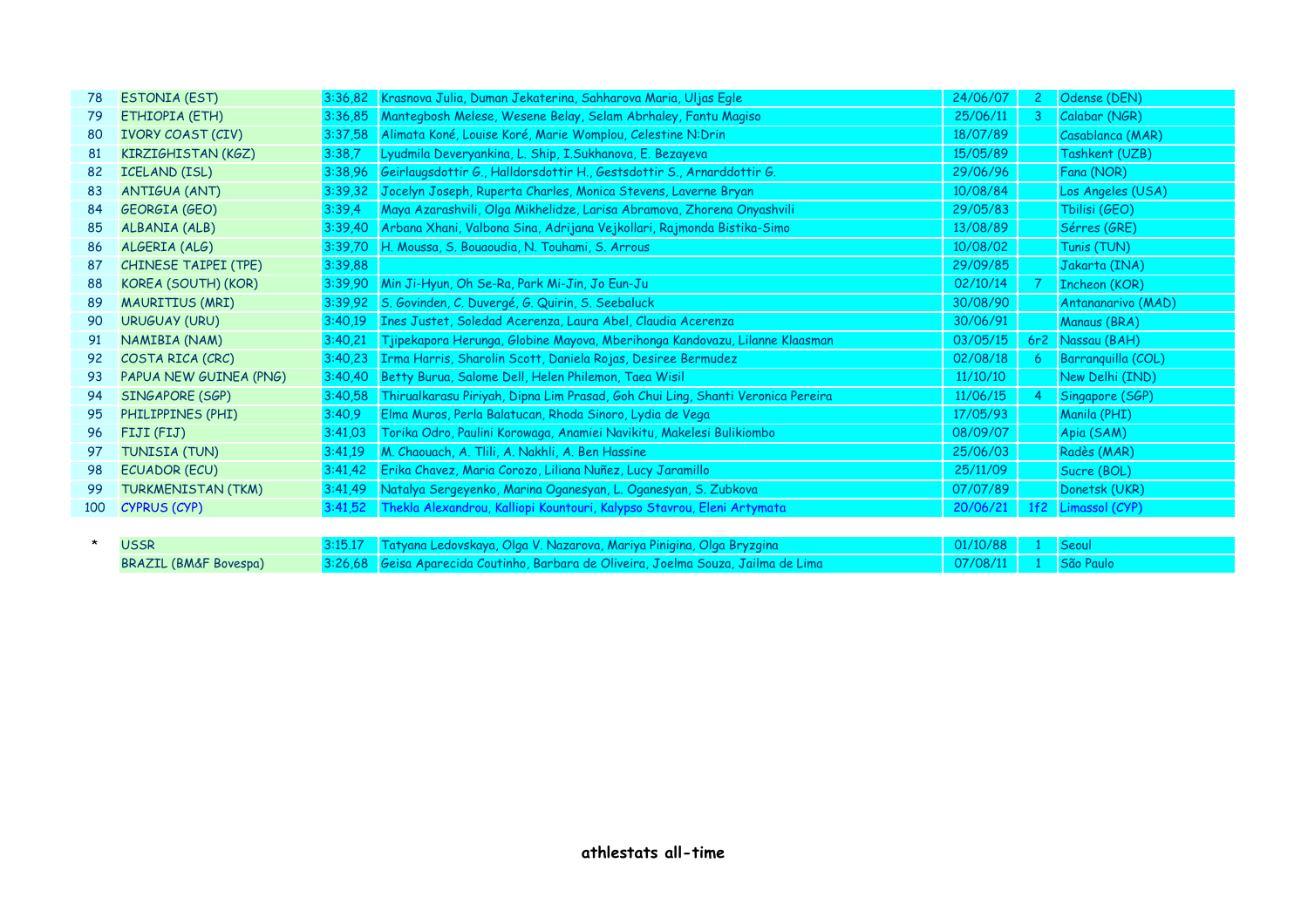| | | | | | | |
|---|---|---|---|---|---|---|
| 78 | ESTONIA (EST) | 3:36,82 | Krasnova Julia, Duman Jekaterina, Sahharova Maria, Uljas Egle | 24/06/07 | 2 | Odense (DEN) |
| 79 | ETHIOPIA (ETH) | 3:36,85 | Mantegbosh Melese, Wesene Belay, Selam Abrhaley, Fantu Magiso | 25/06/11 | 3 | Calabar (NGR) |
| 80 | IVORY COAST (CIV) | 3:37,58 | Alimata Koné, Louise Koré, Marie Womplou, Celestine N:Drin | 18/07/89 | | Casablanca (MAR) |
| 81 | KIRZIGHISTAN (KGZ) | 3:38,7 | Lyudmila Deveryankina, L. Ship, I.Sukhanova, E. Bezayeva | 15/05/89 | | Tashkent (UZB) |
| 82 | ICELAND (ISL) | 3:38,96 | Geirlaugsdottir G., Halldorsdottir H., Gestsdottir S., Arnarddottir G. | 29/06/96 | | Fana (NOR) |
| 83 | ANTIGUA (ANT) | 3:39,32 | Jocelyn Joseph, Ruperta Charles, Monica Stevens, Laverne Bryan | 10/08/84 | | Los Angeles (USA) |
| 84 | GEORGIA (GEO) | 3:39,4 | Maya Azarashvili, Olga Mikhelidze, Larisa Abramova, Zhorena Onyashvili | 29/05/83 | | Tbilisi (GEO) |
| 85 | ALBANIA (ALB) | 3:39,40 | Arbana Xhani, Valbona Sina, Adrijana Vejkollari, Rajmonda Bistika-Simo | 13/08/89 | | Sérres (GRE) |
| 86 | ALGERIA (ALG) | 3:39,70 | H. Moussa, S. Bouaoudia, N. Touhami, S. Arrous | 10/08/02 | | Tunis (TUN) |
| 87 | CHINESE TAIPEI (TPE) | 3:39,88 | | 29/09/85 | | Jakarta (INA) |
| 88 | KOREA (SOUTH) (KOR) | 3:39,90 | Min Ji-Hyun, Oh Se-Ra, Park Mi-Jin, Jo Eun-Ju | 02/10/14 | 7 | Incheon (KOR) |
| 89 | MAURITIUS (MRI) | 3:39,92 | S. Govinden, C. Duvergé, G. Quirin, S. Seebaluck | 30/08/90 | | Antananarivo (MAD) |
| 90 | URUGUAY (URU) | 3:40,19 | Ines Justet, Soledad Acerenza, Laura Abel, Claudia Acerenza | 30/06/91 | | Manaus (BRA) |
| 91 | NAMIBIA (NAM) | 3:40,21 | Tjipekapora Herunga, Globine Mayova, Mberihonga Kandovazu, Lilanne Klaasman | 03/05/15 | 6r2 | Nassau (BAH) |
| 92 | COSTA RICA (CRC) | 3:40,23 | Irma Harris, Sharolin Scott, Daniela Rojas, Desiree Bermudez | 02/08/18 | 6 | Barranquilla (COL) |
| 93 | PAPUA NEW GUINEA (PNG) | 3:40,40 | Betty Burua, Salome Dell, Helen Philemon, Taea Wisil | 11/10/10 | | New Delhi (IND) |
| 94 | SINGAPORE (SGP) | 3:40,58 | Thirualkarasu Piriyah, Dipna Lim Prasad, Goh Chui Ling, Shanti Veronica Pereira | 11/06/15 | 4 | Singapore (SGP) |
| 95 | PHILIPPINES (PHI) | 3:40,9 | Elma Muros, Perla Balatucan, Rhoda Sinoro, Lydia de Vega | 17/05/93 | | Manila (PHI) |
| 96 | FIJI (FIJ) | 3:41,03 | Torika Odro, Paulini Korowaga, Anamiei Navikitu, Makelesi Bulikiombo | 08/09/07 | | Apia (SAM) |
| 97 | TUNISIA (TUN) | 3:41,19 | M. Chaouach, A. Tlili, A. Nakhli, A. Ben Hassine | 25/06/03 | | Radès (MAR) |
| 98 | ECUADOR (ECU) | 3:41,42 | Erika Chavez, Maria Corozo, Liliana Nuñez, Lucy Jaramillo | 25/11/09 | | Sucre (BOL) |
| 99 | TURKMENISTAN (TKM) | 3:41,49 | Natalya Sergeyenko, Marina Oganesyan, L. Oganesyan, S. Zubkova | 07/07/89 | | Donetsk (UKR) |
| 100 | CYPRUS (CYP) | 3:41,52 | Thekla Alexandrou, Kalliopi Kountouri, Kalypso Stavrou, Eleni Artymata | 20/06/21 | 1f2 | Limassol (CYP) |
| | | | | | | |
| * | USSR | 3:15.17 | Tatyana Ledovskaya, Olga V. Nazarova, Mariya Pinigina, Olga Bryzgina | 01/10/88 | 1 | Seoul |
| | BRAZIL (BM&F Bovespa) | 3:26,68 | Geisa Aparecida Coutinho, Barbara de Oliveira, Joelma Souza, Jailma de Lima | 07/08/11 | 1 | São Paulo |

**athlestats all-time**